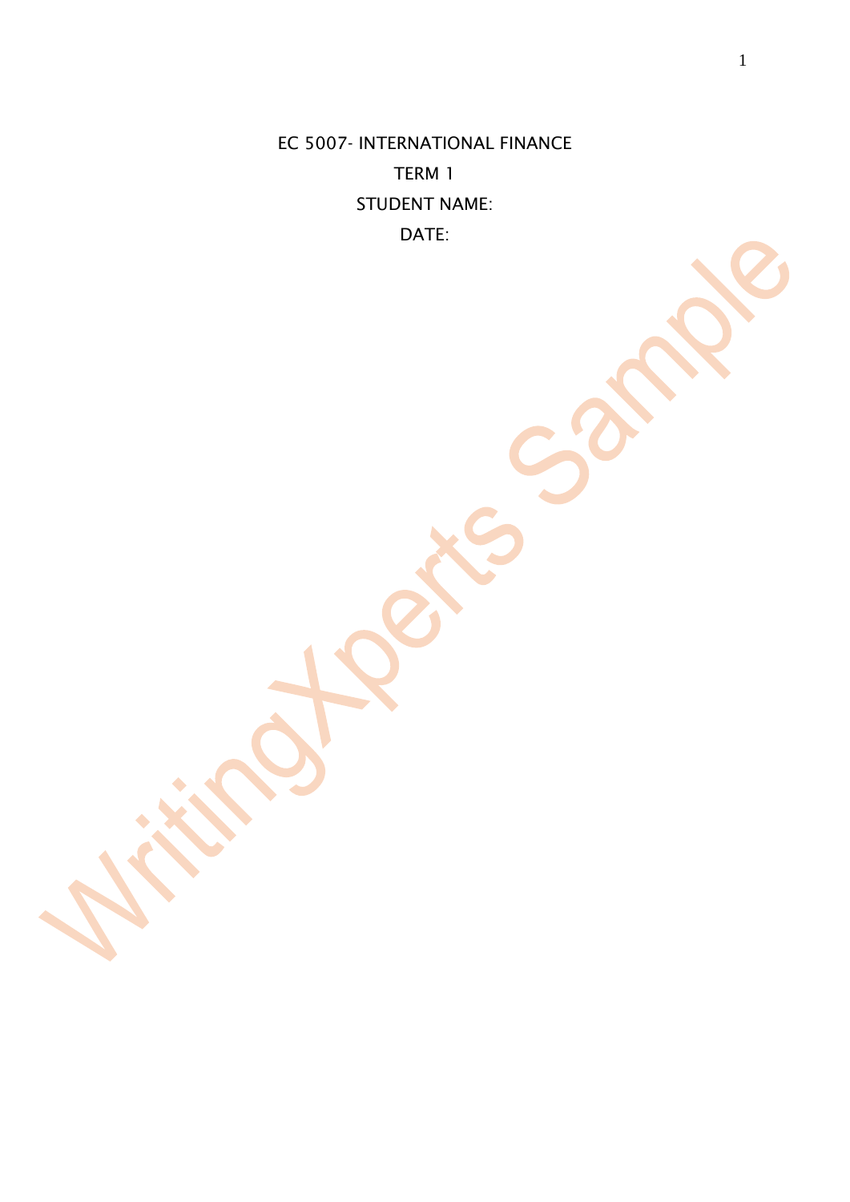EC 5007- INTERNATIONAL FINANCE

TERM 1

STUDENT NAME:

DATE: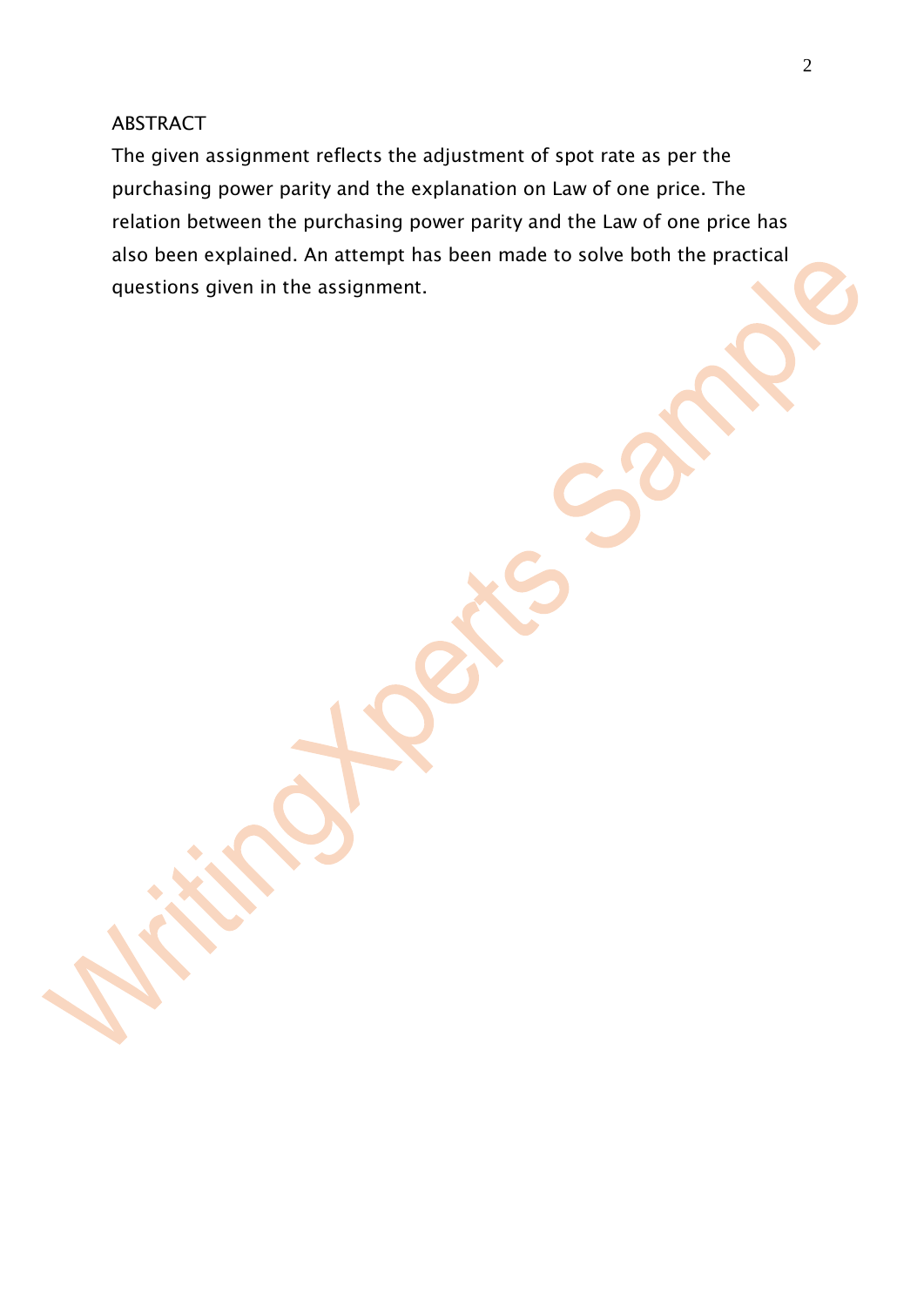## ABSTRACT

The given assignment reflects the adjustment of spot rate as per the purchasing power parity and the explanation on Law of one price. The relation between the purchasing power parity and the Law of one price has also been explained. An attempt has been made to solve both the practical questions given in the assignment.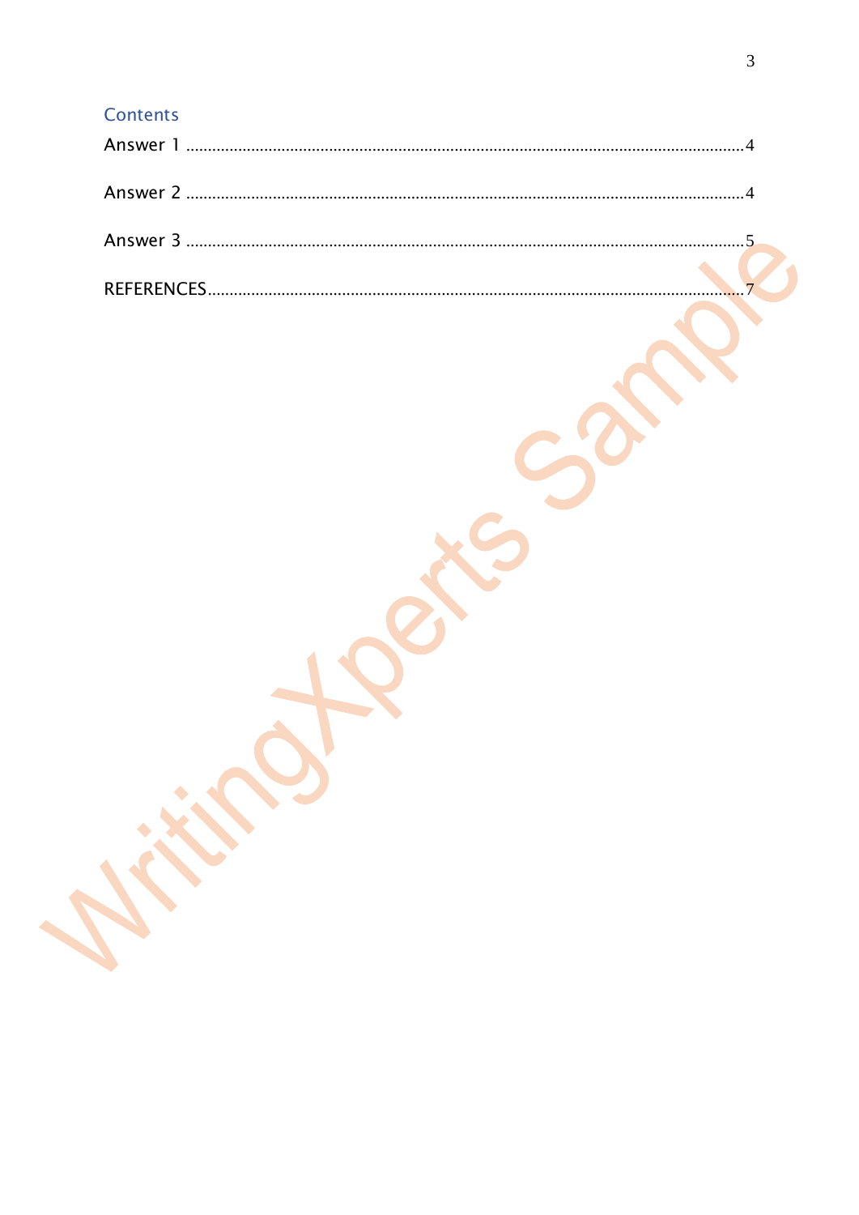## Contents

Answer 1 ................................................................................................................................ 4

Answer 2 ................................................................................................................................ 4

Answer 3 ................................................................................................................................ 5

REFERENCES ........................................................................................................................ 7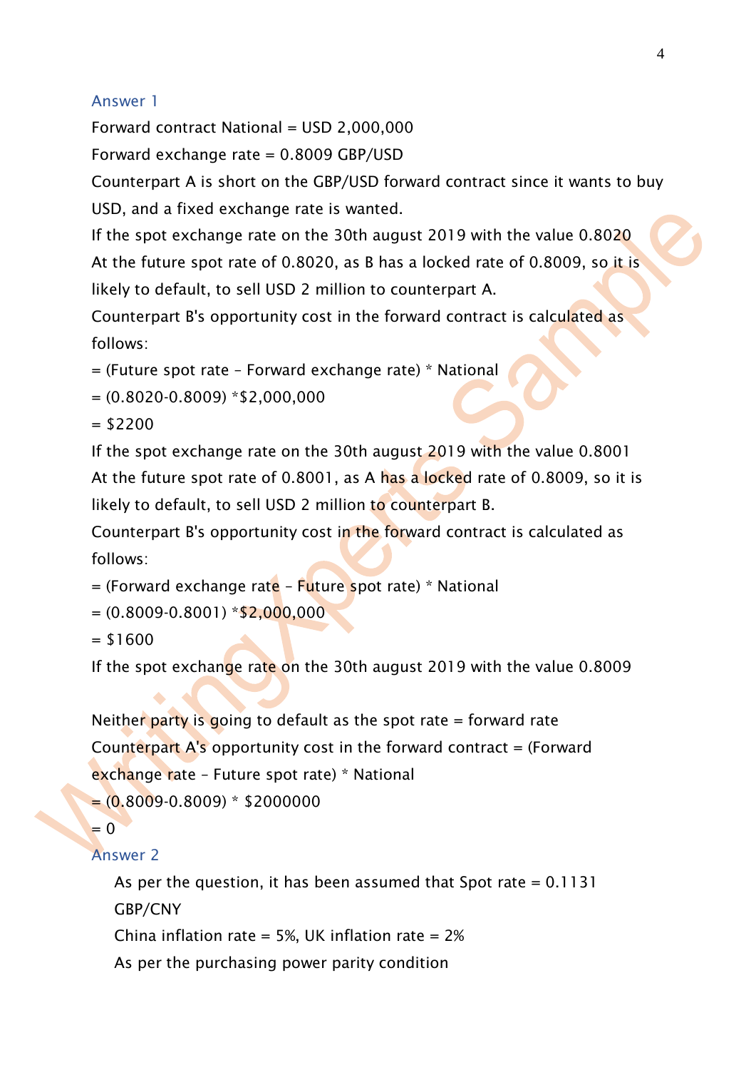## Answer 1

Forward contract National = USD 2,000,000

Forward exchange rate = 0.8009 GBP/USD

Counterpart A is short on the GBP/USD forward contract since it wants to buy USD, and a fixed exchange rate is wanted.

If the spot exchange rate on the 30th august 2019 with the value 0.8020

At the future spot rate of 0.8020, as B has a locked rate of 0.8009, so it is likely to default, to sell USD 2 million to counterpart A.

Counterpart B's opportunity cost in the forward contract is calculated as follows:

= (Future spot rate – Forward exchange rate) * National

= (0.8020-0.8009) *$2,000,000

= $2200

If the spot exchange rate on the 30th august 2019 with the value 0.8001

At the future spot rate of 0.8001, as A has a locked rate of 0.8009, so it is likely to default, to sell USD 2 million to counterpart B.

Counterpart B's opportunity cost in the forward contract is calculated as follows:

= (Forward exchange rate – Future spot rate) * National

= (0.8009-0.8001) *$2,000,000

= $1600

If the spot exchange rate on the 30th august 2019 with the value 0.8009

Neither party is going to default as the spot rate = forward rate

Counterpart A's opportunity cost in the forward contract = (Forward exchange rate – Future spot rate) * National

= (0.8009-0.8009) * $2000000

= 0

## Answer 2

As per the question, it has been assumed that Spot rate = 0.1131 GBP/CNY

China inflation rate = 5%, UK inflation rate = 2%

As per the purchasing power parity condition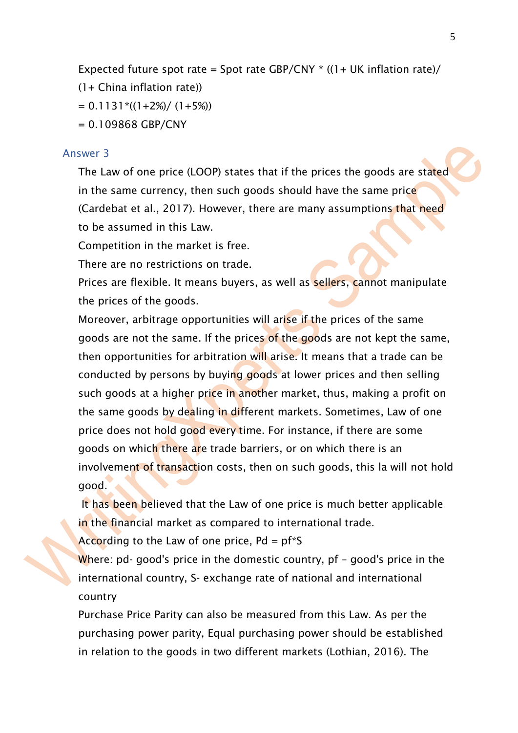Expected future spot rate = Spot rate GBP/CNY * ((1+ UK inflation rate)/ (1+ China inflation rate))

= 0.1131*((1+2%)/ (1+5%))

= 0.109868 GBP/CNY

## Answer 3

The Law of one price (LOOP) states that if the prices the goods are stated in the same currency, then such goods should have the same price (Cardebat et al., 2017). However, there are many assumptions that need to be assumed in this Law.

Competition in the market is free.

There are no restrictions on trade.

Prices are flexible. It means buyers, as well as sellers, cannot manipulate the prices of the goods.

Moreover, arbitrage opportunities will arise if the prices of the same goods are not the same. If the prices of the goods are not kept the same, then opportunities for arbitration will arise. It means that a trade can be conducted by persons by buying goods at lower prices and then selling such goods at a higher price in another market, thus, making a profit on the same goods by dealing in different markets. Sometimes, Law of one price does not hold good every time. For instance, if there are some goods on which there are trade barriers, or on which there is an involvement of transaction costs, then on such goods, this la will not hold good.

It has been believed that the Law of one price is much better applicable in the financial market as compared to international trade.

According to the Law of one price, Pd = pf*S

Where: pd- good's price in the domestic country, pf – good's price in the international country, S- exchange rate of national and international country

Purchase Price Parity can also be measured from this Law. As per the purchasing power parity, Equal purchasing power should be established in relation to the goods in two different markets (Lothian, 2016). The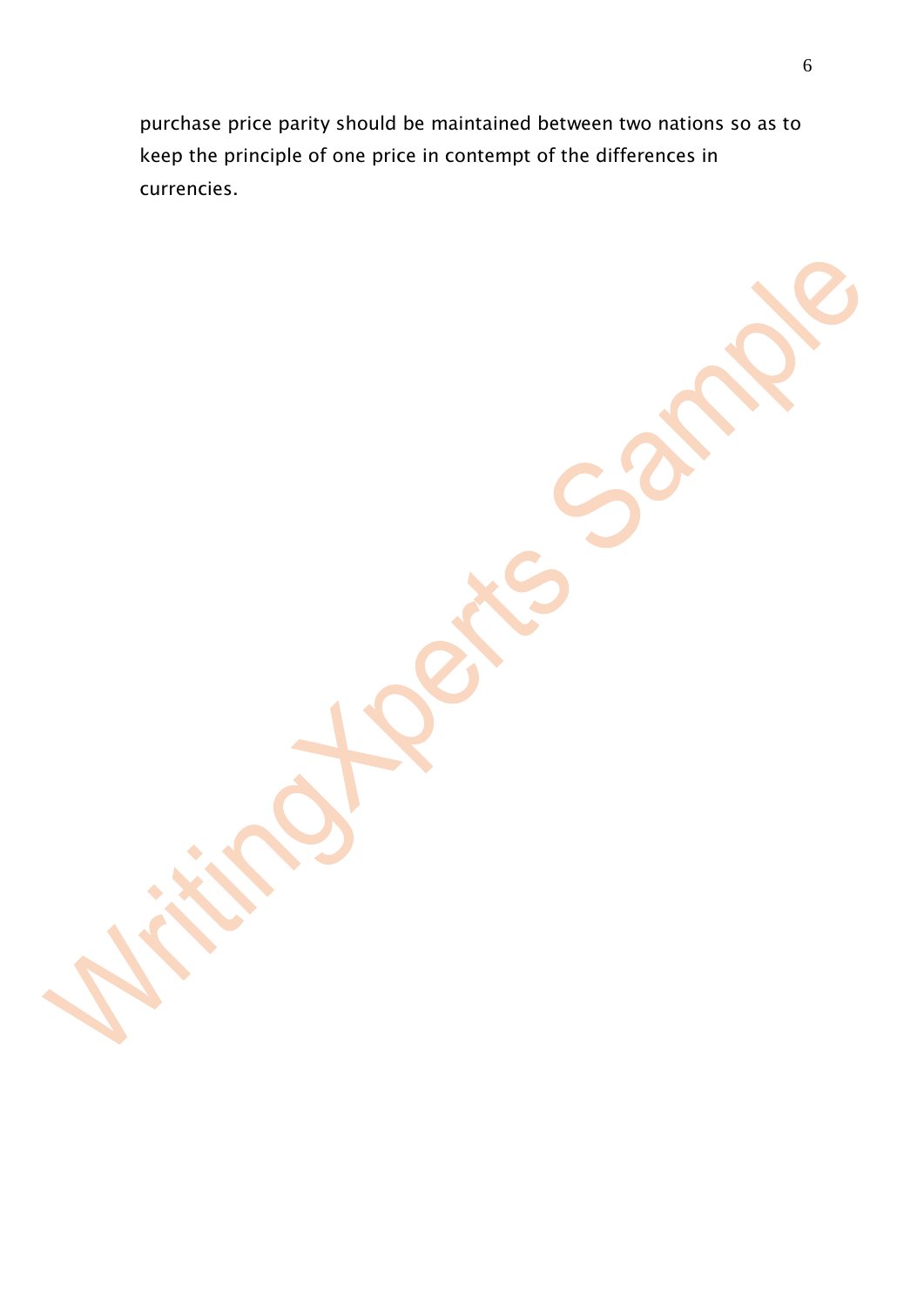purchase price parity should be maintained between two nations so as to keep the principle of one price in contempt of the differences in currencies.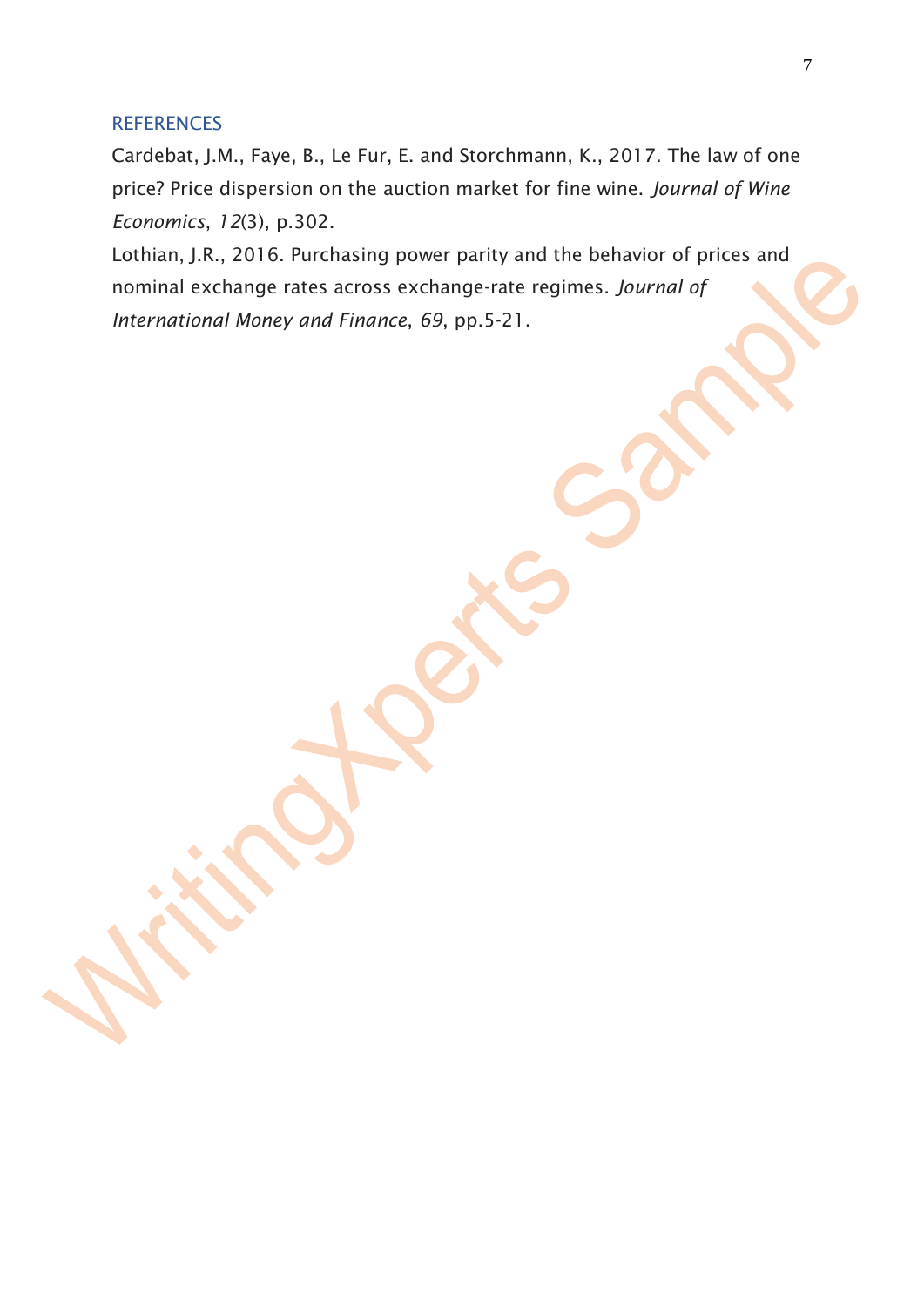## REFERENCES

Cardebat, J.M., Faye, B., Le Fur, E. and Storchmann, K., 2017. The law of one price? Price dispersion on the auction market for fine wine. *Journal of Wine Economics*, *12*(3), p.302.

Lothian, J.R., 2016. Purchasing power parity and the behavior of prices and nominal exchange rates across exchange-rate regimes. *Journal of International Money and Finance*, *69*, pp.5-21.